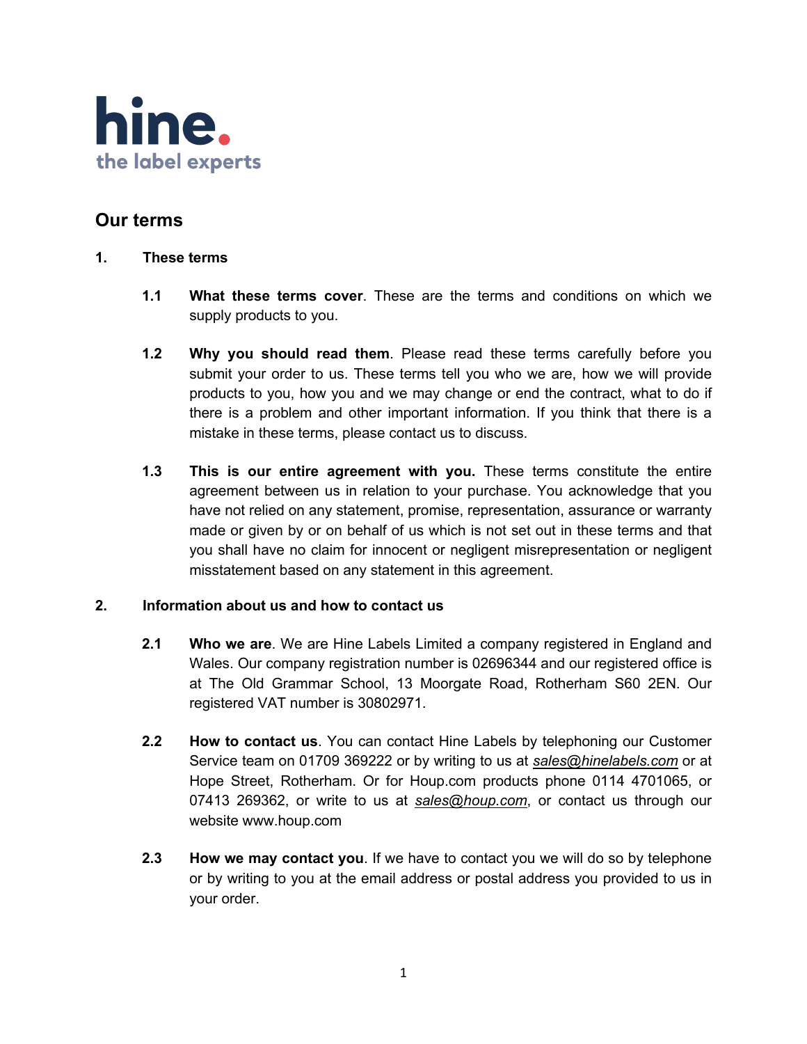hine.
the label experts

# Our terms

## 1. These terms

**1.1 What these terms cover**. These are the terms and conditions on which we supply products to you.

**1.2 Why you should read them**. Please read these terms carefully before you submit your order to us. These terms tell you who we are, how we will provide products to you, how you and we may change or end the contract, what to do if there is a problem and other important information. If you think that there is a mistake in these terms, please contact us to discuss.

**1.3 This is our entire agreement with you.** These terms constitute the entire agreement between us in relation to your purchase. You acknowledge that you have not relied on any statement, promise, representation, assurance or warranty made or given by or on behalf of us which is not set out in these terms and that you shall have no claim for innocent or negligent misrepresentation or negligent misstatement based on any statement in this agreement.

## 2. Information about us and how to contact us

**2.1 Who we are**. We are Hine Labels Limited a company registered in England and Wales. Our company registration number is 02696344 and our registered office is at The Old Grammar School, 13 Moorgate Road, Rotherham S60 2EN. Our registered VAT number is 30802971.

**2.2 How to contact us**. You can contact Hine Labels by telephoning our Customer Service team on 01709 369222 or by writing to us at *sales@hinelabels.com* or at Hope Street, Rotherham. Or for Houp.com products phone 0114 4701065, or 07413 269362, or write to us at *sales@houp.com*, or contact us through our website www.houp.com

**2.3 How we may contact you**. If we have to contact you we will do so by telephone or by writing to you at the email address or postal address you provided to us in your order.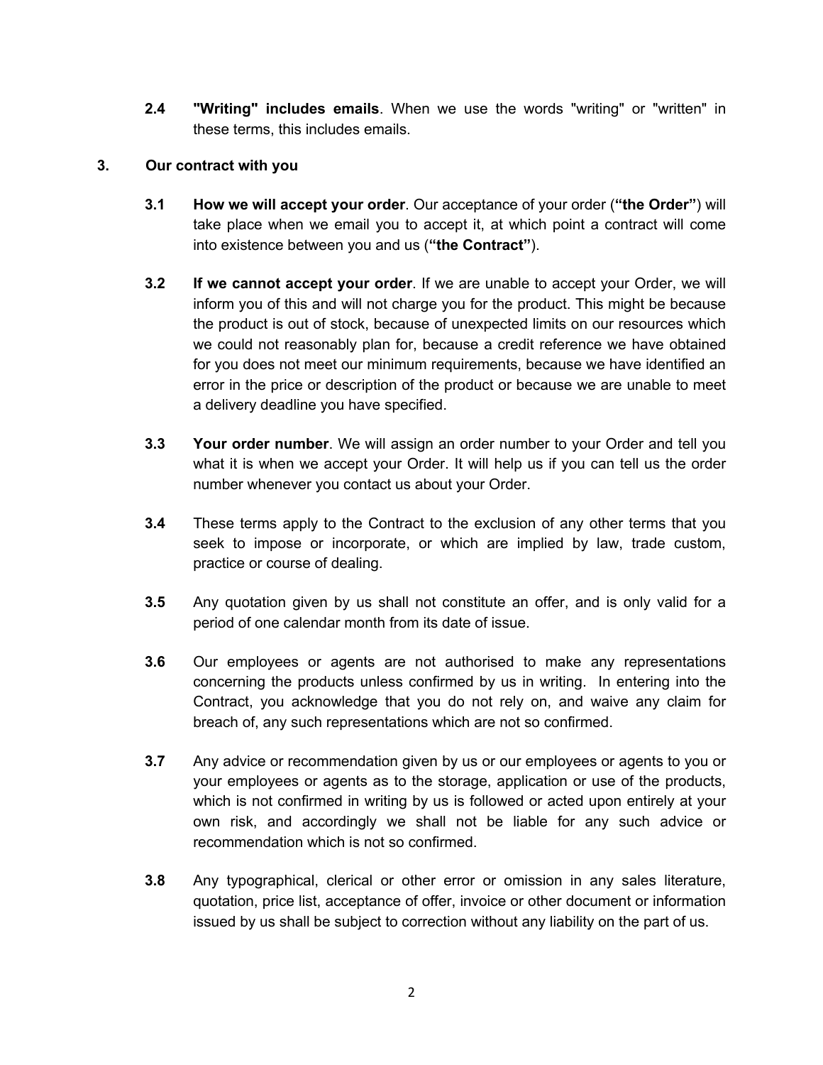**2.4** **"Writing" includes emails**. When we use the words "writing" or "written" in these terms, this includes emails.

## 3. Our contract with you

**3.1** **How we will accept your order**. Our acceptance of your order (**"the Order"**) will take place when we email you to accept it, at which point a contract will come into existence between you and us (**"the Contract"**).

**3.2** **If we cannot accept your order**. If we are unable to accept your Order, we will inform you of this and will not charge you for the product. This might be because the product is out of stock, because of unexpected limits on our resources which we could not reasonably plan for, because a credit reference we have obtained for you does not meet our minimum requirements, because we have identified an error in the price or description of the product or because we are unable to meet a delivery deadline you have specified.

**3.3** **Your order number**. We will assign an order number to your Order and tell you what it is when we accept your Order. It will help us if you can tell us the order number whenever you contact us about your Order.

**3.4** These terms apply to the Contract to the exclusion of any other terms that you seek to impose or incorporate, or which are implied by law, trade custom, practice or course of dealing.

**3.5** Any quotation given by us shall not constitute an offer, and is only valid for a period of one calendar month from its date of issue.

**3.6** Our employees or agents are not authorised to make any representations concerning the products unless confirmed by us in writing. In entering into the Contract, you acknowledge that you do not rely on, and waive any claim for breach of, any such representations which are not so confirmed.

**3.7** Any advice or recommendation given by us or our employees or agents to you or your employees or agents as to the storage, application or use of the products, which is not confirmed in writing by us is followed or acted upon entirely at your own risk, and accordingly we shall not be liable for any such advice or recommendation which is not so confirmed.

**3.8** Any typographical, clerical or other error or omission in any sales literature, quotation, price list, acceptance of offer, invoice or other document or information issued by us shall be subject to correction without any liability on the part of us.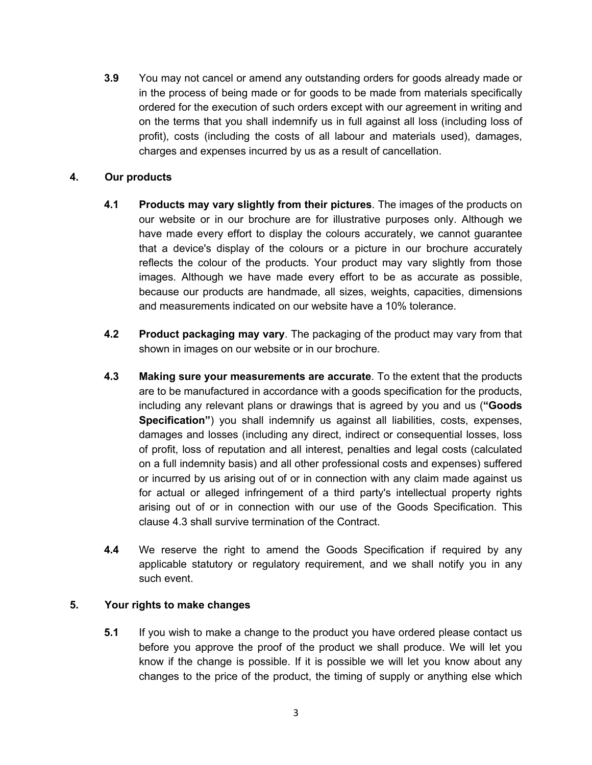**3.9** You may not cancel or amend any outstanding orders for goods already made or in the process of being made or for goods to be made from materials specifically ordered for the execution of such orders except with our agreement in writing and on the terms that you shall indemnify us in full against all loss (including loss of profit), costs (including the costs of all labour and materials used), damages, charges and expenses incurred by us as a result of cancellation.

## 4. Our products

**4.1** **Products may vary slightly from their pictures**. The images of the products on our website or in our brochure are for illustrative purposes only. Although we have made every effort to display the colours accurately, we cannot guarantee that a device's display of the colours or a picture in our brochure accurately reflects the colour of the products. Your product may vary slightly from those images. Although we have made every effort to be as accurate as possible, because our products are handmade, all sizes, weights, capacities, dimensions and measurements indicated on our website have a 10% tolerance.

**4.2** **Product packaging may vary**. The packaging of the product may vary from that shown in images on our website or in our brochure.

**4.3** **Making sure your measurements are accurate**. To the extent that the products are to be manufactured in accordance with a goods specification for the products, including any relevant plans or drawings that is agreed by you and us (**"Goods Specification"**) you shall indemnify us against all liabilities, costs, expenses, damages and losses (including any direct, indirect or consequential losses, loss of profit, loss of reputation and all interest, penalties and legal costs (calculated on a full indemnity basis) and all other professional costs and expenses) suffered or incurred by us arising out of or in connection with any claim made against us for actual or alleged infringement of a third party's intellectual property rights arising out of or in connection with our use of the Goods Specification. This clause 4.3 shall survive termination of the Contract.

**4.4** We reserve the right to amend the Goods Specification if required by any applicable statutory or regulatory requirement, and we shall notify you in any such event.

## 5. Your rights to make changes

**5.1** If you wish to make a change to the product you have ordered please contact us before you approve the proof of the product we shall produce. We will let you know if the change is possible. If it is possible we will let you know about any changes to the price of the product, the timing of supply or anything else which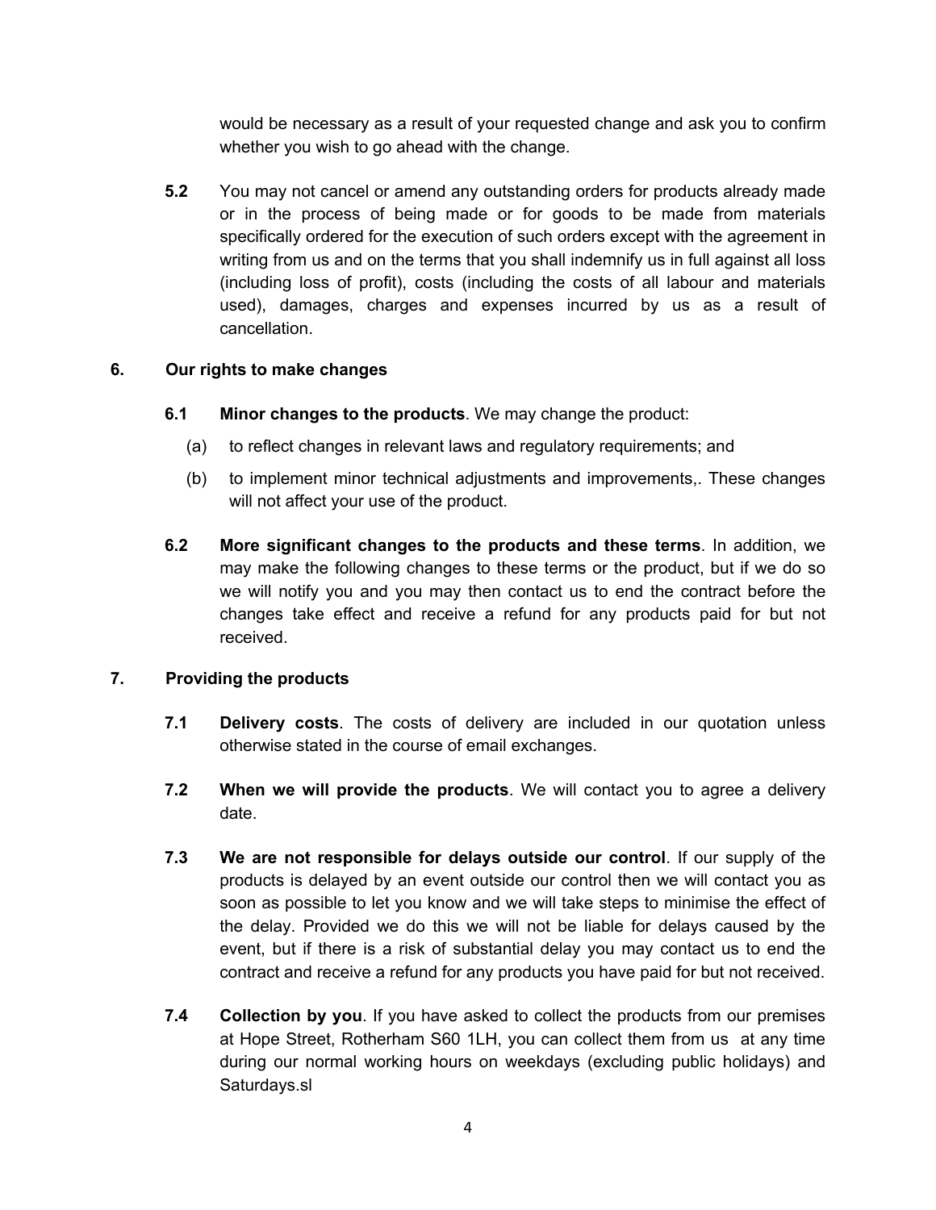would be necessary as a result of your requested change and ask you to confirm whether you wish to go ahead with the change.

**5.2** You may not cancel or amend any outstanding orders for products already made or in the process of being made or for goods to be made from materials specifically ordered for the execution of such orders except with the agreement in writing from us and on the terms that you shall indemnify us in full against all loss (including loss of profit), costs (including the costs of all labour and materials used), damages, charges and expenses incurred by us as a result of cancellation.

**6. Our rights to make changes**

**6.1 Minor changes to the products**. We may change the product:

(a) to reflect changes in relevant laws and regulatory requirements; and

(b) to implement minor technical adjustments and improvements,. These changes will not affect your use of the product.

**6.2 More significant changes to the products and these terms**. In addition, we may make the following changes to these terms or the product, but if we do so we will notify you and you may then contact us to end the contract before the changes take effect and receive a refund for any products paid for but not received.

**7. Providing the products**

**7.1 Delivery costs**. The costs of delivery are included in our quotation unless otherwise stated in the course of email exchanges.

**7.2 When we will provide the products**. We will contact you to agree a delivery date.

**7.3 We are not responsible for delays outside our control**. If our supply of the products is delayed by an event outside our control then we will contact you as soon as possible to let you know and we will take steps to minimise the effect of the delay. Provided we do this we will not be liable for delays caused by the event, but if there is a risk of substantial delay you may contact us to end the contract and receive a refund for any products you have paid for but not received.

**7.4 Collection by you**. If you have asked to collect the products from our premises at Hope Street, Rotherham S60 1LH, you can collect them from us at any time during our normal working hours on weekdays (excluding public holidays) and Saturdays.sl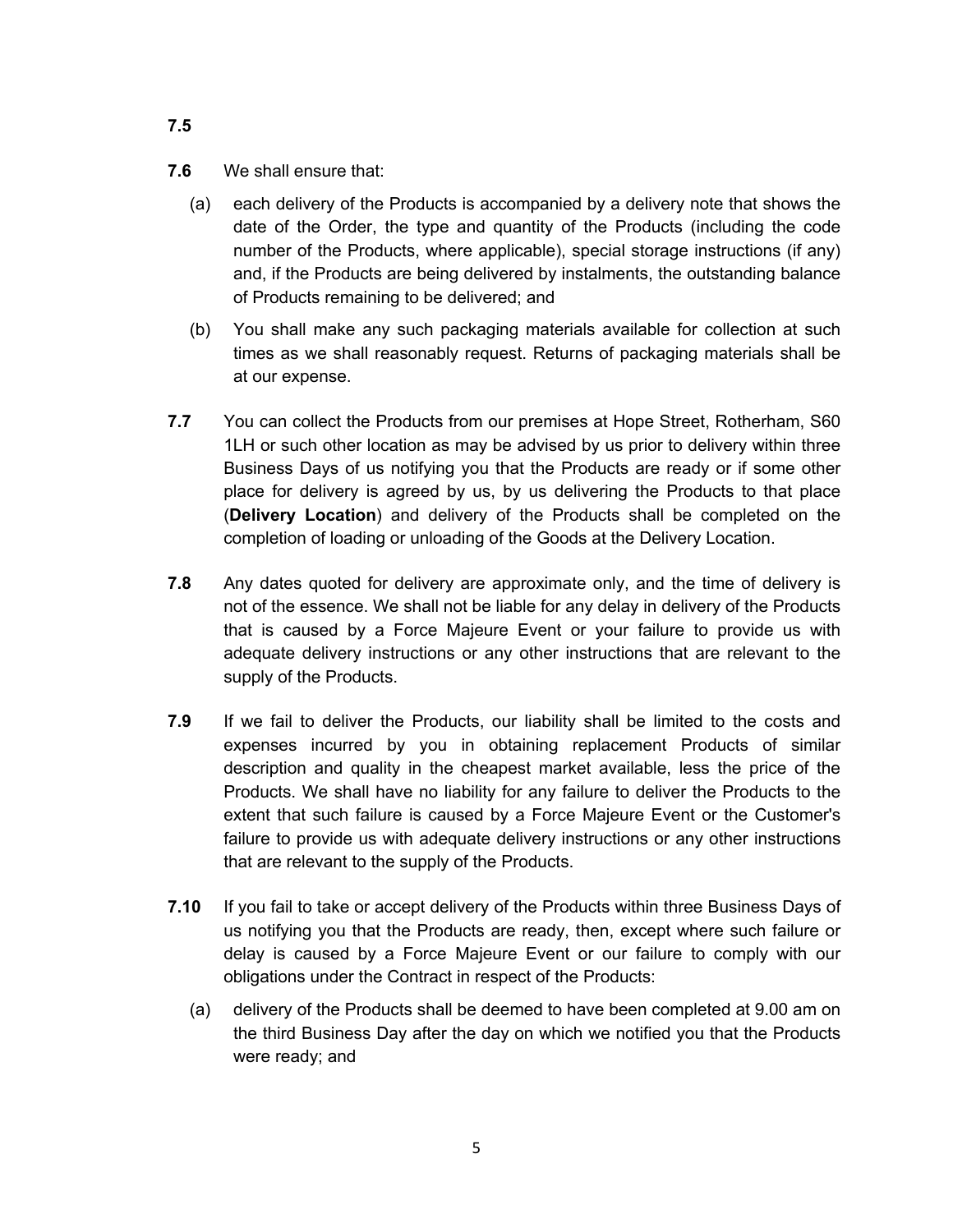**7.5**

**7.6** We shall ensure that:

(a) each delivery of the Products is accompanied by a delivery note that shows the date of the Order, the type and quantity of the Products (including the code number of the Products, where applicable), special storage instructions (if any) and, if the Products are being delivered by instalments, the outstanding balance of Products remaining to be delivered; and

(b) You shall make any such packaging materials available for collection at such times as we shall reasonably request. Returns of packaging materials shall be at our expense.

**7.7** You can collect the Products from our premises at Hope Street, Rotherham, S60 1LH or such other location as may be advised by us prior to delivery within three Business Days of us notifying you that the Products are ready or if some other place for delivery is agreed by us, by us delivering the Products to that place (**Delivery Location**) and delivery of the Products shall be completed on the completion of loading or unloading of the Goods at the Delivery Location.

**7.8** Any dates quoted for delivery are approximate only, and the time of delivery is not of the essence. We shall not be liable for any delay in delivery of the Products that is caused by a Force Majeure Event or your failure to provide us with adequate delivery instructions or any other instructions that are relevant to the supply of the Products.

**7.9** If we fail to deliver the Products, our liability shall be limited to the costs and expenses incurred by you in obtaining replacement Products of similar description and quality in the cheapest market available, less the price of the Products. We shall have no liability for any failure to deliver the Products to the extent that such failure is caused by a Force Majeure Event or the Customer's failure to provide us with adequate delivery instructions or any other instructions that are relevant to the supply of the Products.

**7.10** If you fail to take or accept delivery of the Products within three Business Days of us notifying you that the Products are ready, then, except where such failure or delay is caused by a Force Majeure Event or our failure to comply with our obligations under the Contract in respect of the Products:

(a) delivery of the Products shall be deemed to have been completed at 9.00 am on the third Business Day after the day on which we notified you that the Products were ready; and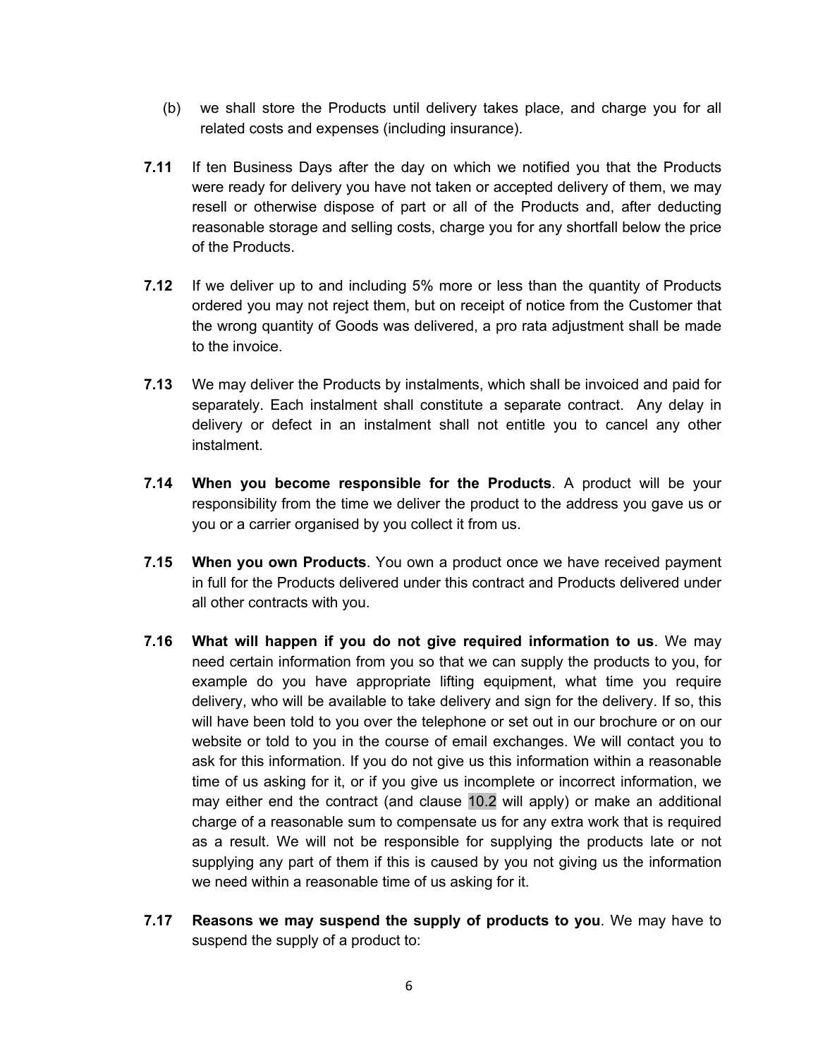(b) we shall store the Products until delivery takes place, and charge you for all related costs and expenses (including insurance).

**7.11** If ten Business Days after the day on which we notified you that the Products were ready for delivery you have not taken or accepted delivery of them, we may resell or otherwise dispose of part or all of the Products and, after deducting reasonable storage and selling costs, charge you for any shortfall below the price of the Products.

**7.12** If we deliver up to and including 5% more or less than the quantity of Products ordered you may not reject them, but on receipt of notice from the Customer that the wrong quantity of Goods was delivered, a pro rata adjustment shall be made to the invoice.

**7.13** We may deliver the Products by instalments, which shall be invoiced and paid for separately. Each instalment shall constitute a separate contract. Any delay in delivery or defect in an instalment shall not entitle you to cancel any other instalment.

**7.14** **When you become responsible for the Products**. A product will be your responsibility from the time we deliver the product to the address you gave us or you or a carrier organised by you collect it from us.

**7.15** **When you own Products**. You own a product once we have received payment in full for the Products delivered under this contract and Products delivered under all other contracts with you.

**7.16** **What will happen if you do not give required information to us**. We may need certain information from you so that we can supply the products to you, for example do you have appropriate lifting equipment, what time you require delivery, who will be available to take delivery and sign for the delivery. If so, this will have been told to you over the telephone or set out in our brochure or on our website or told to you in the course of email exchanges. We will contact you to ask for this information. If you do not give us this information within a reasonable time of us asking for it, or if you give us incomplete or incorrect information, we may either end the contract (and clause 10.2 will apply) or make an additional charge of a reasonable sum to compensate us for any extra work that is required as a result. We will not be responsible for supplying the products late or not supplying any part of them if this is caused by you not giving us the information we need within a reasonable time of us asking for it.

**7.17** **Reasons we may suspend the supply of products to you**. We may have to suspend the supply of a product to: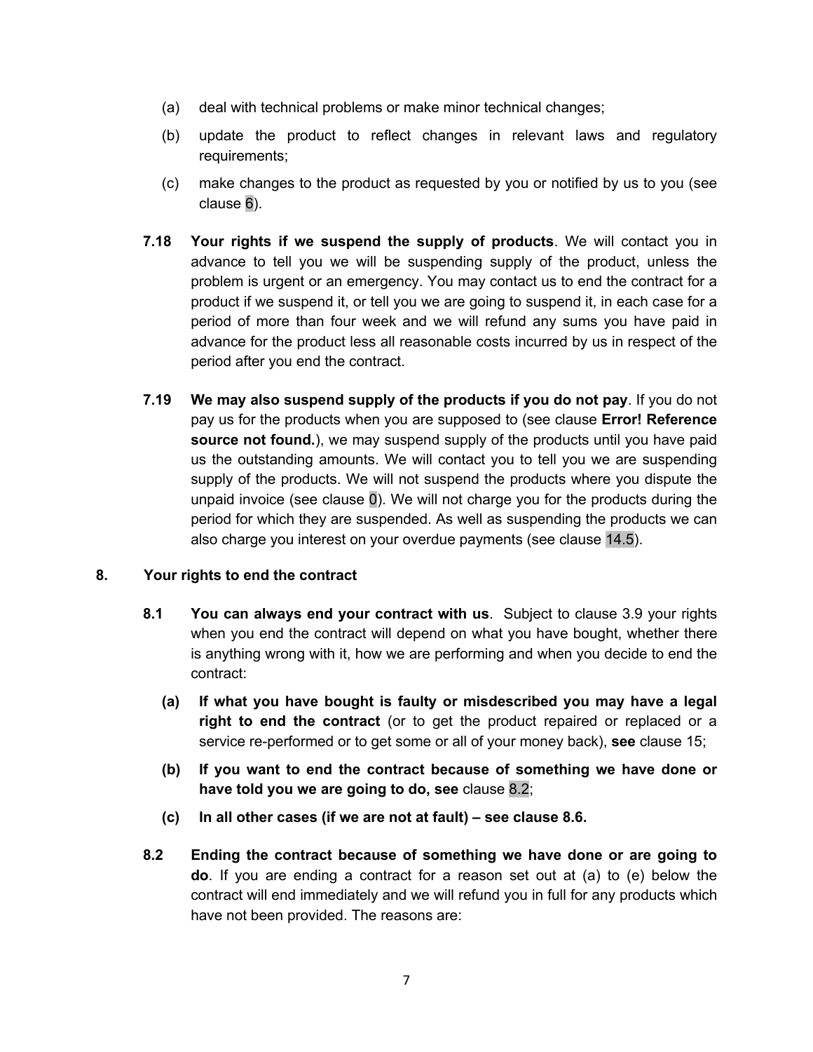(a) deal with technical problems or make minor technical changes;

(b) update the product to reflect changes in relevant laws and regulatory requirements;

(c) make changes to the product as requested by you or notified by us to you (see clause 6).

**7.18 Your rights if we suspend the supply of products**. We will contact you in advance to tell you we will be suspending supply of the product, unless the problem is urgent or an emergency. You may contact us to end the contract for a product if we suspend it, or tell you we are going to suspend it, in each case for a period of more than four week and we will refund any sums you have paid in advance for the product less all reasonable costs incurred by us in respect of the period after you end the contract.

**7.19 We may also suspend supply of the products if you do not pay**. If you do not pay us for the products when you are supposed to (see clause **Error! Reference source not found.**), we may suspend supply of the products until you have paid us the outstanding amounts. We will contact you to tell you we are suspending supply of the products. We will not suspend the products where you dispute the unpaid invoice (see clause 0). We will not charge you for the products during the period for which they are suspended. As well as suspending the products we can also charge you interest on your overdue payments (see clause 14.5).

## 8. Your rights to end the contract

**8.1 You can always end your contract with us**. Subject to clause 3.9 your rights when you end the contract will depend on what you have bought, whether there is anything wrong with it, how we are performing and when you decide to end the contract:

**(a) If what you have bought is faulty or misdescribed you may have a legal right to end the contract** (or to get the product repaired or replaced or a service re-performed or to get some or all of your money back), **see** clause 15;

**(b) If you want to end the contract because of something we have done or have told you we are going to do, see** clause 8.2;

**(c) In all other cases (if we are not at fault) – see clause 8.6.**

**8.2 Ending the contract because of something we have done or are going to do**. If you are ending a contract for a reason set out at (a) to (e) below the contract will end immediately and we will refund you in full for any products which have not been provided. The reasons are: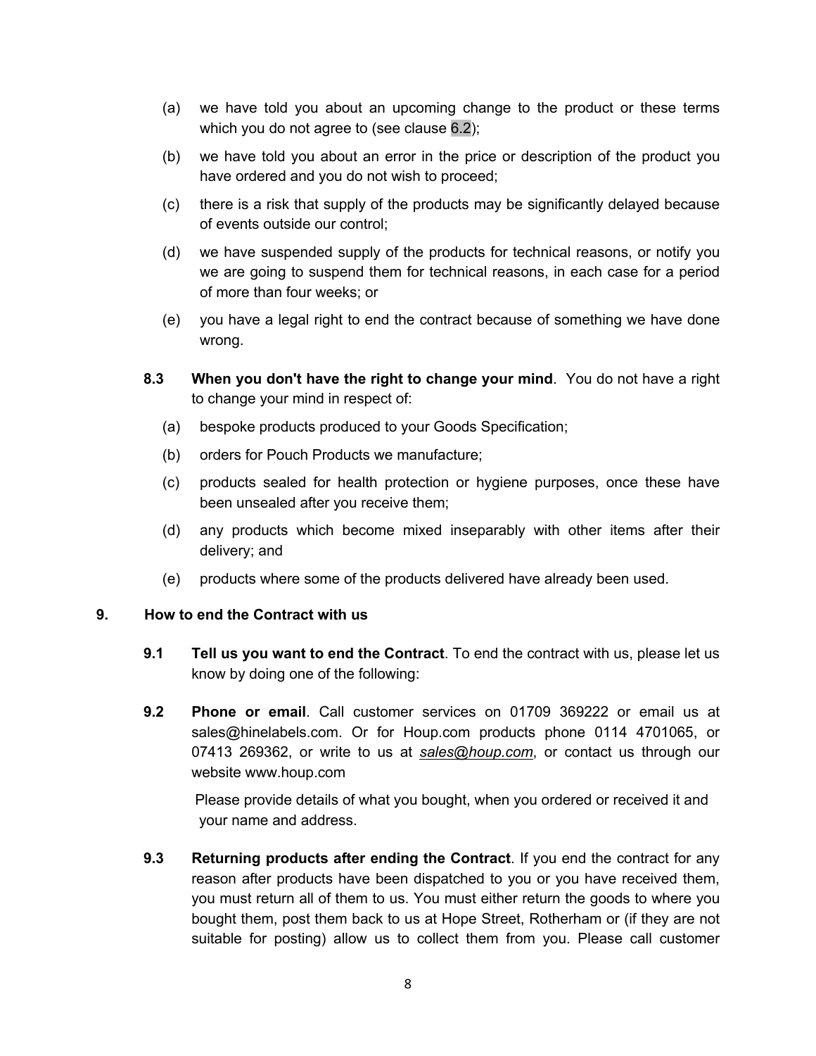(a) we have told you about an upcoming change to the product or these terms which you do not agree to (see clause 6.2);

(b) we have told you about an error in the price or description of the product you have ordered and you do not wish to proceed;

(c) there is a risk that supply of the products may be significantly delayed because of events outside our control;

(d) we have suspended supply of the products for technical reasons, or notify you we are going to suspend them for technical reasons, in each case for a period of more than four weeks; or

(e) you have a legal right to end the contract because of something we have done wrong.

**8.3 When you don't have the right to change your mind**. You do not have a right to change your mind in respect of:

(a) bespoke products produced to your Goods Specification;

(b) orders for Pouch Products we manufacture;

(c) products sealed for health protection or hygiene purposes, once these have been unsealed after you receive them;

(d) any products which become mixed inseparably with other items after their delivery; and

(e) products where some of the products delivered have already been used.

## 9. How to end the Contract with us

**9.1 Tell us you want to end the Contract**. To end the contract with us, please let us know by doing one of the following:

**9.2 Phone or email**. Call customer services on 01709 369222 or email us at sales@hinelabels.com. Or for Houp.com products phone 0114 4701065, or 07413 269362, or write to us at *sales@houp.com*, or contact us through our website www.houp.com

Please provide details of what you bought, when you ordered or received it and your name and address.

**9.3 Returning products after ending the Contract**. If you end the contract for any reason after products have been dispatched to you or you have received them, you must return all of them to us. You must either return the goods to where you bought them, post them back to us at Hope Street, Rotherham or (if they are not suitable for posting) allow us to collect them from you. Please call customer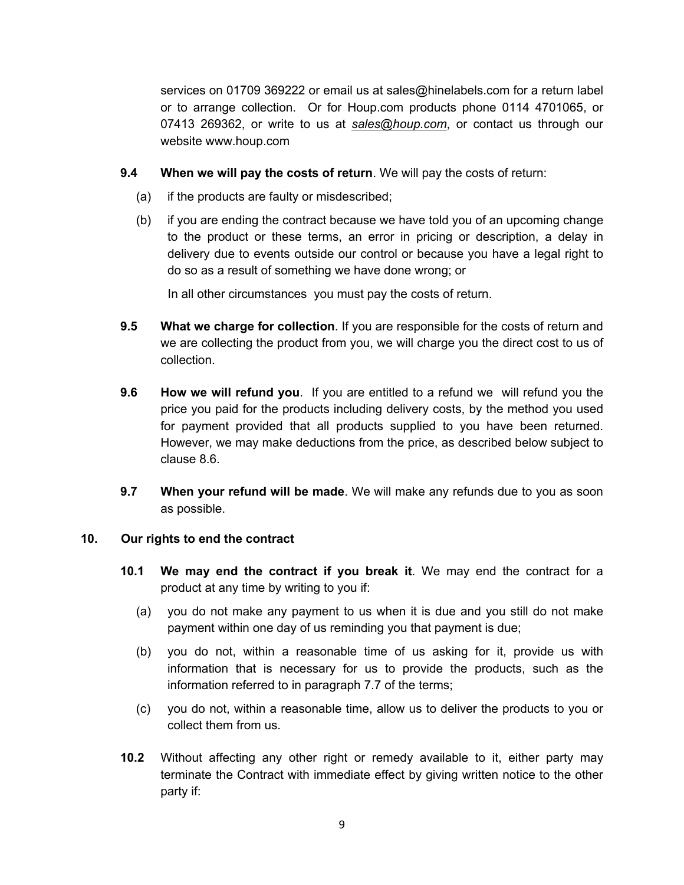services on 01709 369222 or email us at sales@hinelabels.com for a return label or to arrange collection. Or for Houp.com products phone 0114 4701065, or 07413 269362, or write to us at *sales@houp.com*, or contact us through our website www.houp.com

**9.4 When we will pay the costs of return**. We will pay the costs of return:

(a) if the products are faulty or misdescribed;

(b) if you are ending the contract because we have told you of an upcoming change to the product or these terms, an error in pricing or description, a delay in delivery due to events outside our control or because you have a legal right to do so as a result of something we have done wrong; or

In all other circumstances you must pay the costs of return.

**9.5 What we charge for collection**. If you are responsible for the costs of return and we are collecting the product from you, we will charge you the direct cost to us of collection.

**9.6 How we will refund you**. If you are entitled to a refund we will refund you the price you paid for the products including delivery costs, by the method you used for payment provided that all products supplied to you have been returned. However, we may make deductions from the price, as described below subject to clause 8.6.

**9.7 When your refund will be made**. We will make any refunds due to you as soon as possible.

## 10. Our rights to end the contract

**10.1 We may end the contract if you break it**. We may end the contract for a product at any time by writing to you if:

(a) you do not make any payment to us when it is due and you still do not make payment within one day of us reminding you that payment is due;

(b) you do not, within a reasonable time of us asking for it, provide us with information that is necessary for us to provide the products, such as the information referred to in paragraph 7.7 of the terms;

(c) you do not, within a reasonable time, allow us to deliver the products to you or collect them from us.

**10.2** Without affecting any other right or remedy available to it, either party may terminate the Contract with immediate effect by giving written notice to the other party if: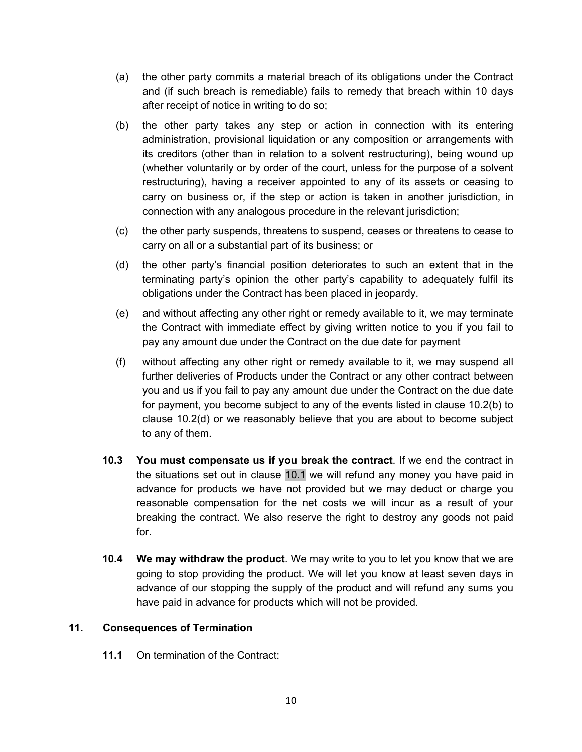(a) the other party commits a material breach of its obligations under the Contract and (if such breach is remediable) fails to remedy that breach within 10 days after receipt of notice in writing to do so;

(b) the other party takes any step or action in connection with its entering administration, provisional liquidation or any composition or arrangements with its creditors (other than in relation to a solvent restructuring), being wound up (whether voluntarily or by order of the court, unless for the purpose of a solvent restructuring), having a receiver appointed to any of its assets or ceasing to carry on business or, if the step or action is taken in another jurisdiction, in connection with any analogous procedure in the relevant jurisdiction;

(c) the other party suspends, threatens to suspend, ceases or threatens to cease to carry on all or a substantial part of its business; or

(d) the other party's financial position deteriorates to such an extent that in the terminating party's opinion the other party's capability to adequately fulfil its obligations under the Contract has been placed in jeopardy.

(e) and without affecting any other right or remedy available to it, we may terminate the Contract with immediate effect by giving written notice to you if you fail to pay any amount due under the Contract on the due date for payment

(f) without affecting any other right or remedy available to it, we may suspend all further deliveries of Products under the Contract or any other contract between you and us if you fail to pay any amount due under the Contract on the due date for payment, you become subject to any of the events listed in clause 10.2(b) to clause 10.2(d) or we reasonably believe that you are about to become subject to any of them.

**10.3 You must compensate us if you break the contract**. If we end the contract in the situations set out in clause 10.1 we will refund any money you have paid in advance for products we have not provided but we may deduct or charge you reasonable compensation for the net costs we will incur as a result of your breaking the contract. We also reserve the right to destroy any goods not paid for.

**10.4 We may withdraw the product**. We may write to you to let you know that we are going to stop providing the product. We will let you know at least seven days in advance of our stopping the supply of the product and will refund any sums you have paid in advance for products which will not be provided.

## 11. Consequences of Termination

**11.1** On termination of the Contract: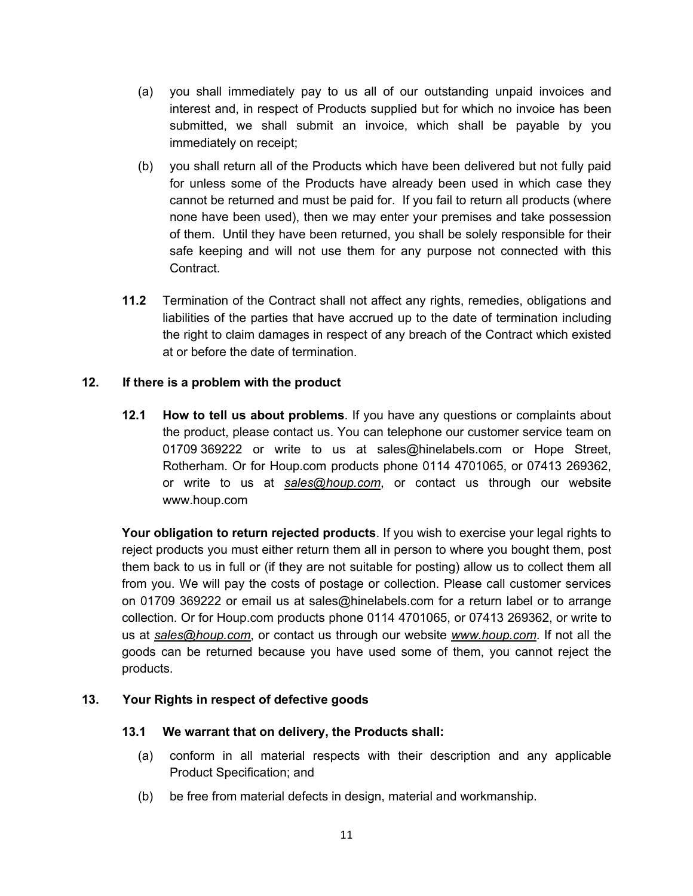(a) you shall immediately pay to us all of our outstanding unpaid invoices and interest and, in respect of Products supplied but for which no invoice has been submitted, we shall submit an invoice, which shall be payable by you immediately on receipt;

(b) you shall return all of the Products which have been delivered but not fully paid for unless some of the Products have already been used in which case they cannot be returned and must be paid for. If you fail to return all products (where none have been used), then we may enter your premises and take possession of them. Until they have been returned, you shall be solely responsible for their safe keeping and will not use them for any purpose not connected with this Contract.

**11.2** Termination of the Contract shall not affect any rights, remedies, obligations and liabilities of the parties that have accrued up to the date of termination including the right to claim damages in respect of any breach of the Contract which existed at or before the date of termination.

## 12. If there is a problem with the product

**12.1 How to tell us about problems**. If you have any questions or complaints about the product, please contact us. You can telephone our customer service team on 01709 369222 or write to us at sales@hinelabels.com or Hope Street, Rotherham. Or for Houp.com products phone 0114 4701065, or 07413 269362, or write to us at *sales@houp.com*, or contact us through our website www.houp.com

**Your obligation to return rejected products**. If you wish to exercise your legal rights to reject products you must either return them all in person to where you bought them, post them back to us in full or (if they are not suitable for posting) allow us to collect them all from you. We will pay the costs of postage or collection. Please call customer services on 01709 369222 or email us at sales@hinelabels.com for a return label or to arrange collection. Or for Houp.com products phone 0114 4701065, or 07413 269362, or write to us at *sales@houp.com*, or contact us through our website *www.houp.com*. If not all the goods can be returned because you have used some of them, you cannot reject the products.

## 13. Your Rights in respect of defective goods

**13.1 We warrant that on delivery, the Products shall:**

(a) conform in all material respects with their description and any applicable Product Specification; and

(b) be free from material defects in design, material and workmanship.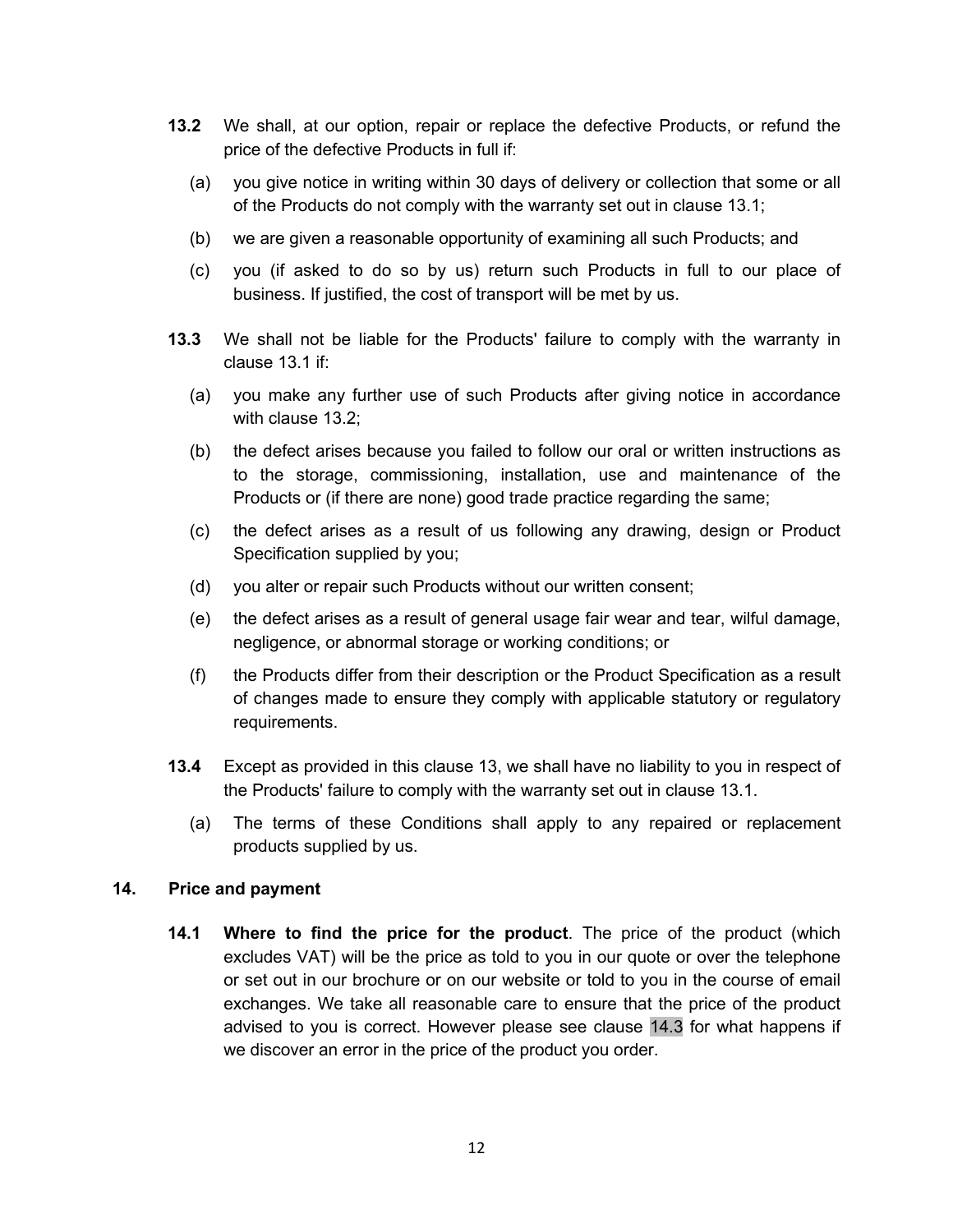**13.2** We shall, at our option, repair or replace the defective Products, or refund the price of the defective Products in full if:

(a) you give notice in writing within 30 days of delivery or collection that some or all of the Products do not comply with the warranty set out in clause 13.1;

(b) we are given a reasonable opportunity of examining all such Products; and

(c) you (if asked to do so by us) return such Products in full to our place of business. If justified, the cost of transport will be met by us.

**13.3** We shall not be liable for the Products' failure to comply with the warranty in clause 13.1 if:

(a) you make any further use of such Products after giving notice in accordance with clause 13.2;

(b) the defect arises because you failed to follow our oral or written instructions as to the storage, commissioning, installation, use and maintenance of the Products or (if there are none) good trade practice regarding the same;

(c) the defect arises as a result of us following any drawing, design or Product Specification supplied by you;

(d) you alter or repair such Products without our written consent;

(e) the defect arises as a result of general usage fair wear and tear, wilful damage, negligence, or abnormal storage or working conditions; or

(f) the Products differ from their description or the Product Specification as a result of changes made to ensure they comply with applicable statutory or regulatory requirements.

**13.4** Except as provided in this clause 13, we shall have no liability to you in respect of the Products' failure to comply with the warranty set out in clause 13.1.

(a) The terms of these Conditions shall apply to any repaired or replacement products supplied by us.

## 14. Price and payment

**14.1** **Where to find the price for the product**. The price of the product (which excludes VAT) will be the price as told to you in our quote or over the telephone or set out in our brochure or on our website or told to you in the course of email exchanges. We take all reasonable care to ensure that the price of the product advised to you is correct. However please see clause 14.3 for what happens if we discover an error in the price of the product you order.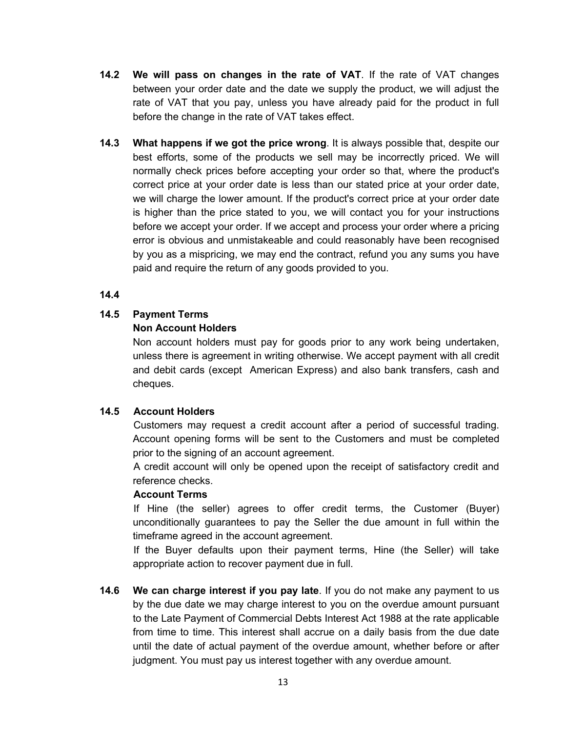**14.2 We will pass on changes in the rate of VAT**. If the rate of VAT changes between your order date and the date we supply the product, we will adjust the rate of VAT that you pay, unless you have already paid for the product in full before the change in the rate of VAT takes effect.

**14.3 What happens if we got the price wrong**. It is always possible that, despite our best efforts, some of the products we sell may be incorrectly priced. We will normally check prices before accepting your order so that, where the product's correct price at your order date is less than our stated price at your order date, we will charge the lower amount. If the product's correct price at your order date is higher than the price stated to you, we will contact you for your instructions before we accept your order. If we accept and process your order where a pricing error is obvious and unmistakeable and could reasonably have been recognised by you as a mispricing, we may end the contract, refund you any sums you have paid and require the return of any goods provided to you.

**14.4**

**14.5 Payment Terms**

**Non Account Holders**

Non account holders must pay for goods prior to any work being undertaken, unless there is agreement in writing otherwise. We accept payment with all credit and debit cards (except American Express) and also bank transfers, cash and cheques.

**14.5 Account Holders**

Customers may request a credit account after a period of successful trading. Account opening forms will be sent to the Customers and must be completed prior to the signing of an account agreement.

A credit account will only be opened upon the receipt of satisfactory credit and reference checks.

**Account Terms**

If Hine (the seller) agrees to offer credit terms, the Customer (Buyer) unconditionally guarantees to pay the Seller the due amount in full within the timeframe agreed in the account agreement.

If the Buyer defaults upon their payment terms, Hine (the Seller) will take appropriate action to recover payment due in full.

**14.6 We can charge interest if you pay late**. If you do not make any payment to us by the due date we may charge interest to you on the overdue amount pursuant to the Late Payment of Commercial Debts Interest Act 1988 at the rate applicable from time to time. This interest shall accrue on a daily basis from the due date until the date of actual payment of the overdue amount, whether before or after judgment. You must pay us interest together with any overdue amount.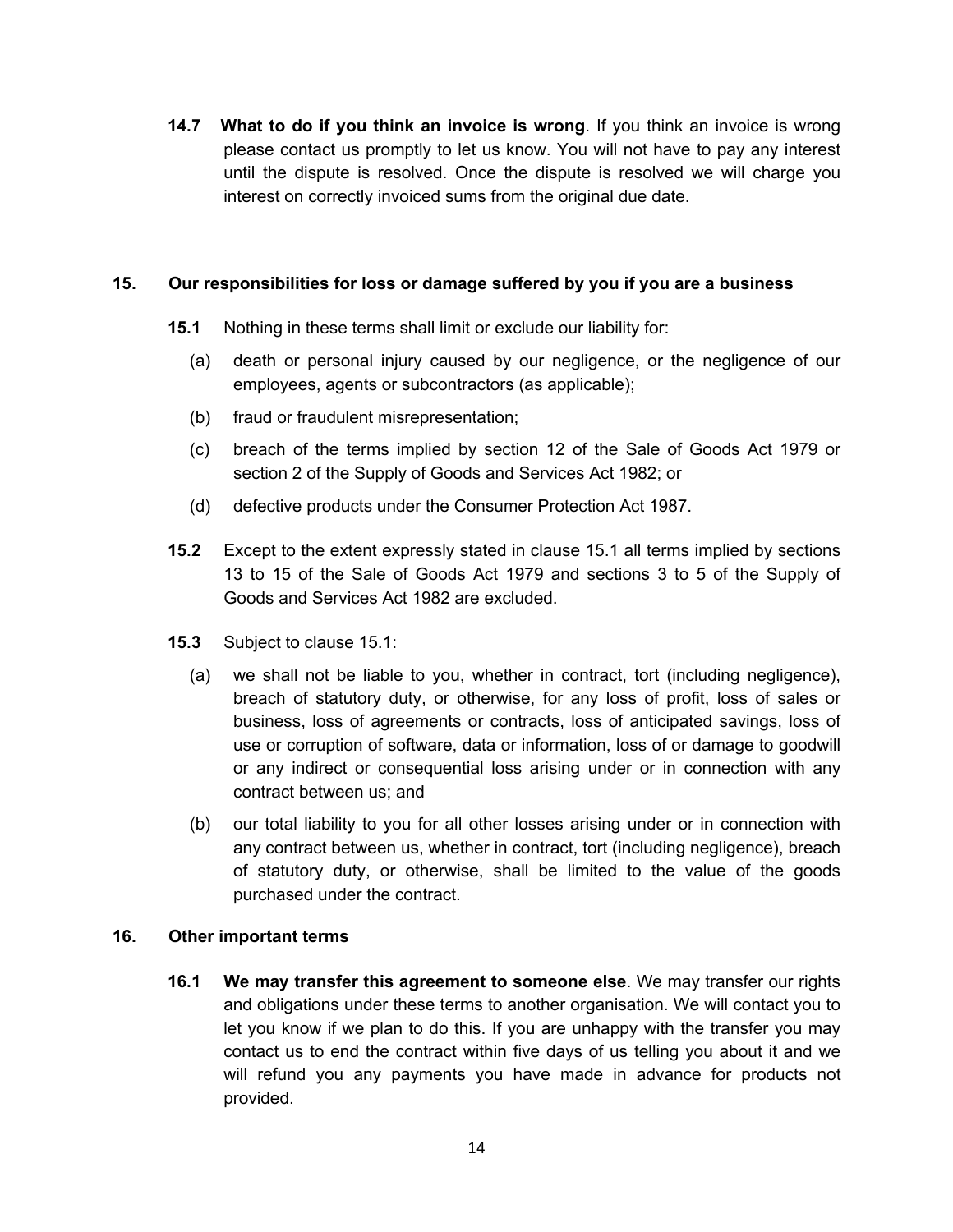**14.7 What to do if you think an invoice is wrong**. If you think an invoice is wrong please contact us promptly to let us know. You will not have to pay any interest until the dispute is resolved. Once the dispute is resolved we will charge you interest on correctly invoiced sums from the original due date.

## 15. Our responsibilities for loss or damage suffered by you if you are a business

**15.1** Nothing in these terms shall limit or exclude our liability for:

(a) death or personal injury caused by our negligence, or the negligence of our employees, agents or subcontractors (as applicable);

(b) fraud or fraudulent misrepresentation;

(c) breach of the terms implied by section 12 of the Sale of Goods Act 1979 or section 2 of the Supply of Goods and Services Act 1982; or

(d) defective products under the Consumer Protection Act 1987.

**15.2** Except to the extent expressly stated in clause 15.1 all terms implied by sections 13 to 15 of the Sale of Goods Act 1979 and sections 3 to 5 of the Supply of Goods and Services Act 1982 are excluded.

**15.3** Subject to clause 15.1:

(a) we shall not be liable to you, whether in contract, tort (including negligence), breach of statutory duty, or otherwise, for any loss of profit, loss of sales or business, loss of agreements or contracts, loss of anticipated savings, loss of use or corruption of software, data or information, loss of or damage to goodwill or any indirect or consequential loss arising under or in connection with any contract between us; and

(b) our total liability to you for all other losses arising under or in connection with any contract between us, whether in contract, tort (including negligence), breach of statutory duty, or otherwise, shall be limited to the value of the goods purchased under the contract.

## 16. Other important terms

**16.1 We may transfer this agreement to someone else**. We may transfer our rights and obligations under these terms to another organisation. We will contact you to let you know if we plan to do this. If you are unhappy with the transfer you may contact us to end the contract within five days of us telling you about it and we will refund you any payments you have made in advance for products not provided.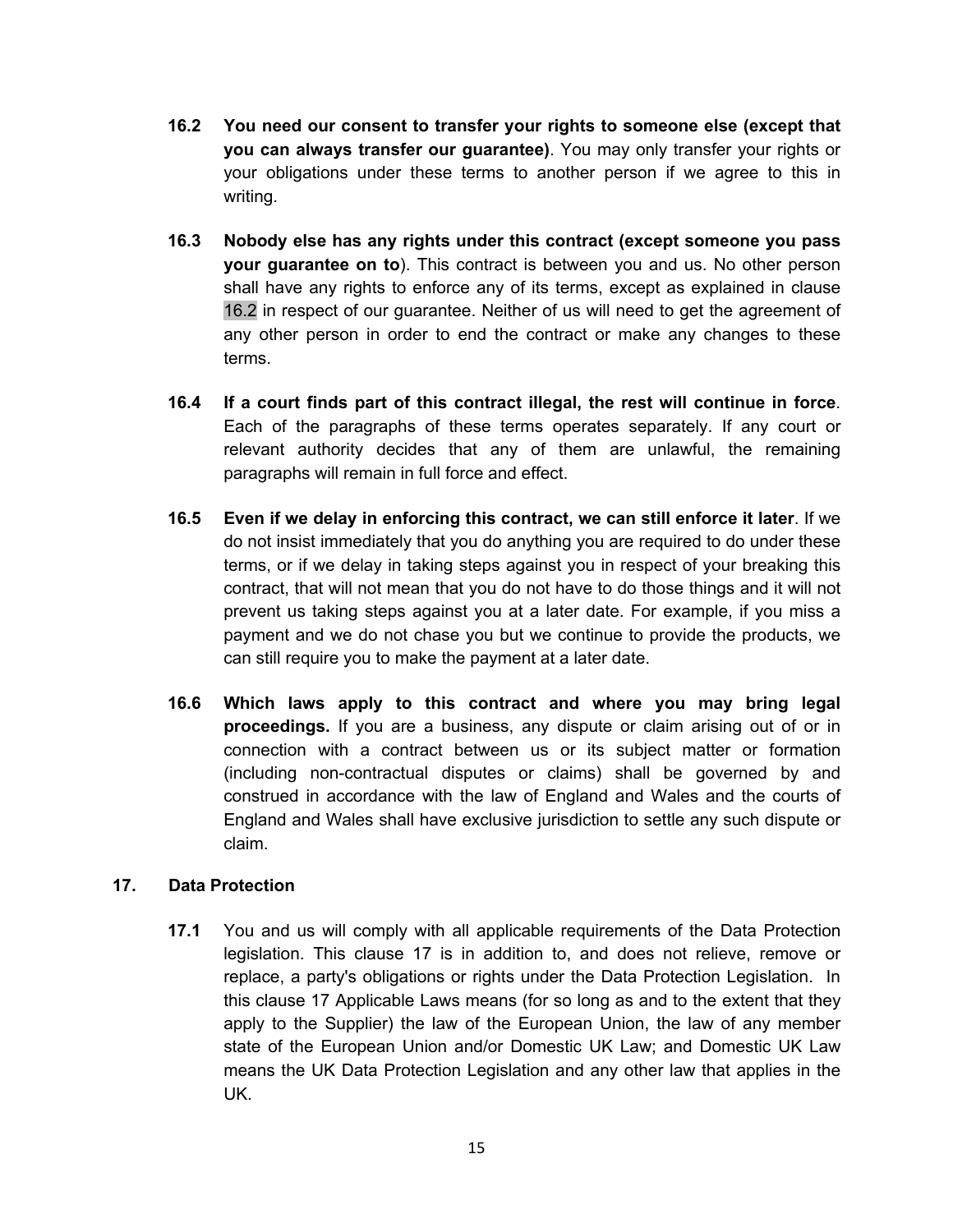**16.2 You need our consent to transfer your rights to someone else (except that you can always transfer our guarantee)**. You may only transfer your rights or your obligations under these terms to another person if we agree to this in writing.

**16.3 Nobody else has any rights under this contract (except someone you pass your guarantee on to**). This contract is between you and us. No other person shall have any rights to enforce any of its terms, except as explained in clause 16.2 in respect of our guarantee. Neither of us will need to get the agreement of any other person in order to end the contract or make any changes to these terms.

**16.4 If a court finds part of this contract illegal, the rest will continue in force**. Each of the paragraphs of these terms operates separately. If any court or relevant authority decides that any of them are unlawful, the remaining paragraphs will remain in full force and effect.

**16.5 Even if we delay in enforcing this contract, we can still enforce it later**. If we do not insist immediately that you do anything you are required to do under these terms, or if we delay in taking steps against you in respect of your breaking this contract, that will not mean that you do not have to do those things and it will not prevent us taking steps against you at a later date. For example, if you miss a payment and we do not chase you but we continue to provide the products, we can still require you to make the payment at a later date.

**16.6 Which laws apply to this contract and where you may bring legal proceedings.** If you are a business, any dispute or claim arising out of or in connection with a contract between us or its subject matter or formation (including non-contractual disputes or claims) shall be governed by and construed in accordance with the law of England and Wales and the courts of England and Wales shall have exclusive jurisdiction to settle any such dispute or claim.

## 17. Data Protection

**17.1** You and us will comply with all applicable requirements of the Data Protection legislation. This clause 17 is in addition to, and does not relieve, remove or replace, a party's obligations or rights under the Data Protection Legislation. In this clause 17 Applicable Laws means (for so long as and to the extent that they apply to the Supplier) the law of the European Union, the law of any member state of the European Union and/or Domestic UK Law; and Domestic UK Law means the UK Data Protection Legislation and any other law that applies in the UK.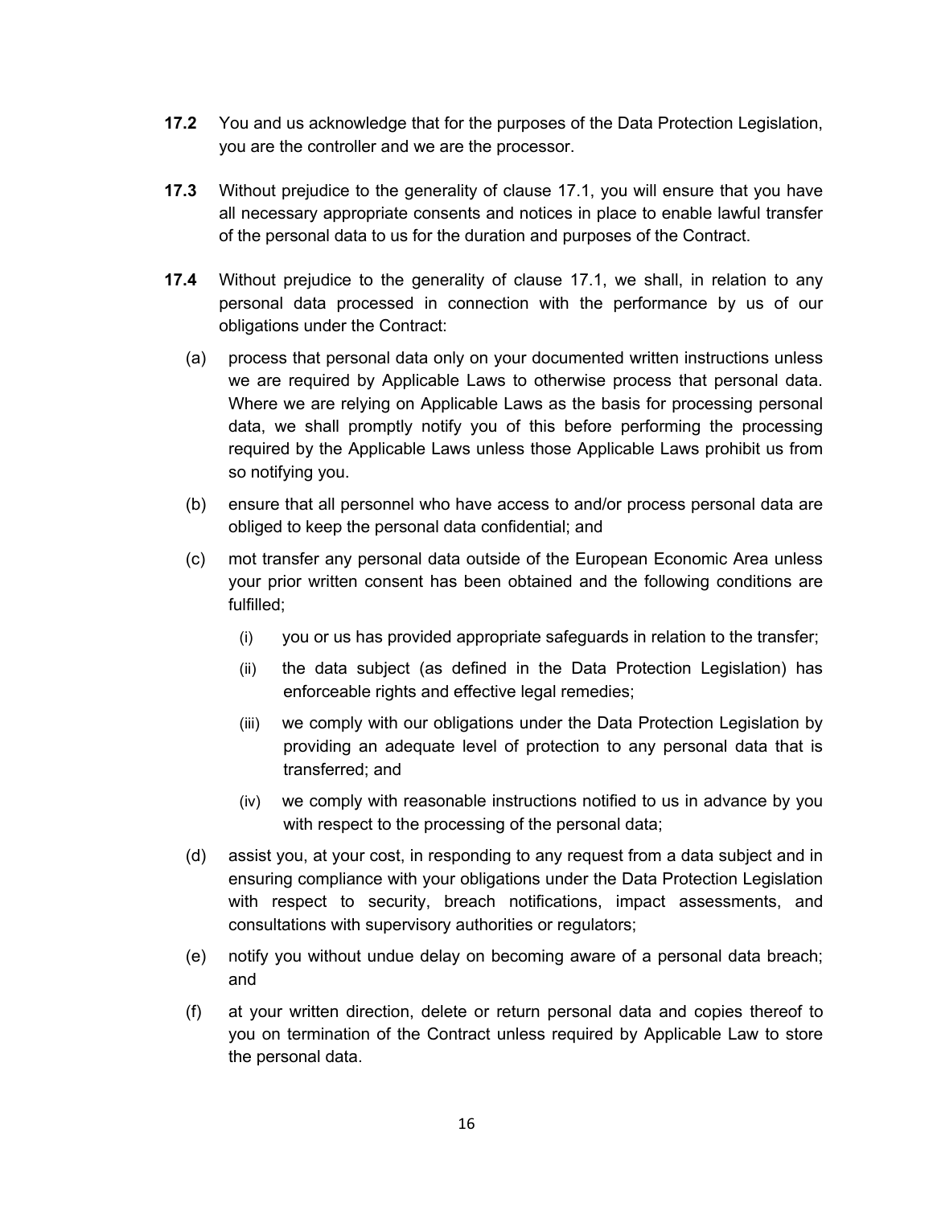**17.2** You and us acknowledge that for the purposes of the Data Protection Legislation, you are the controller and we are the processor.

**17.3** Without prejudice to the generality of clause 17.1, you will ensure that you have all necessary appropriate consents and notices in place to enable lawful transfer of the personal data to us for the duration and purposes of the Contract.

**17.4** Without prejudice to the generality of clause 17.1, we shall, in relation to any personal data processed in connection with the performance by us of our obligations under the Contract:

(a) process that personal data only on your documented written instructions unless we are required by Applicable Laws to otherwise process that personal data. Where we are relying on Applicable Laws as the basis for processing personal data, we shall promptly notify you of this before performing the processing required by the Applicable Laws unless those Applicable Laws prohibit us from so notifying you.

(b) ensure that all personnel who have access to and/or process personal data are obliged to keep the personal data confidential; and

(c) mot transfer any personal data outside of the European Economic Area unless your prior written consent has been obtained and the following conditions are fulfilled;

   (i) you or us has provided appropriate safeguards in relation to the transfer;

   (ii) the data subject (as defined in the Data Protection Legislation) has enforceable rights and effective legal remedies;

   (iii) we comply with our obligations under the Data Protection Legislation by providing an adequate level of protection to any personal data that is transferred; and

   (iv) we comply with reasonable instructions notified to us in advance by you with respect to the processing of the personal data;

(d) assist you, at your cost, in responding to any request from a data subject and in ensuring compliance with your obligations under the Data Protection Legislation with respect to security, breach notifications, impact assessments, and consultations with supervisory authorities or regulators;

(e) notify you without undue delay on becoming aware of a personal data breach; and

(f) at your written direction, delete or return personal data and copies thereof to you on termination of the Contract unless required by Applicable Law to store the personal data.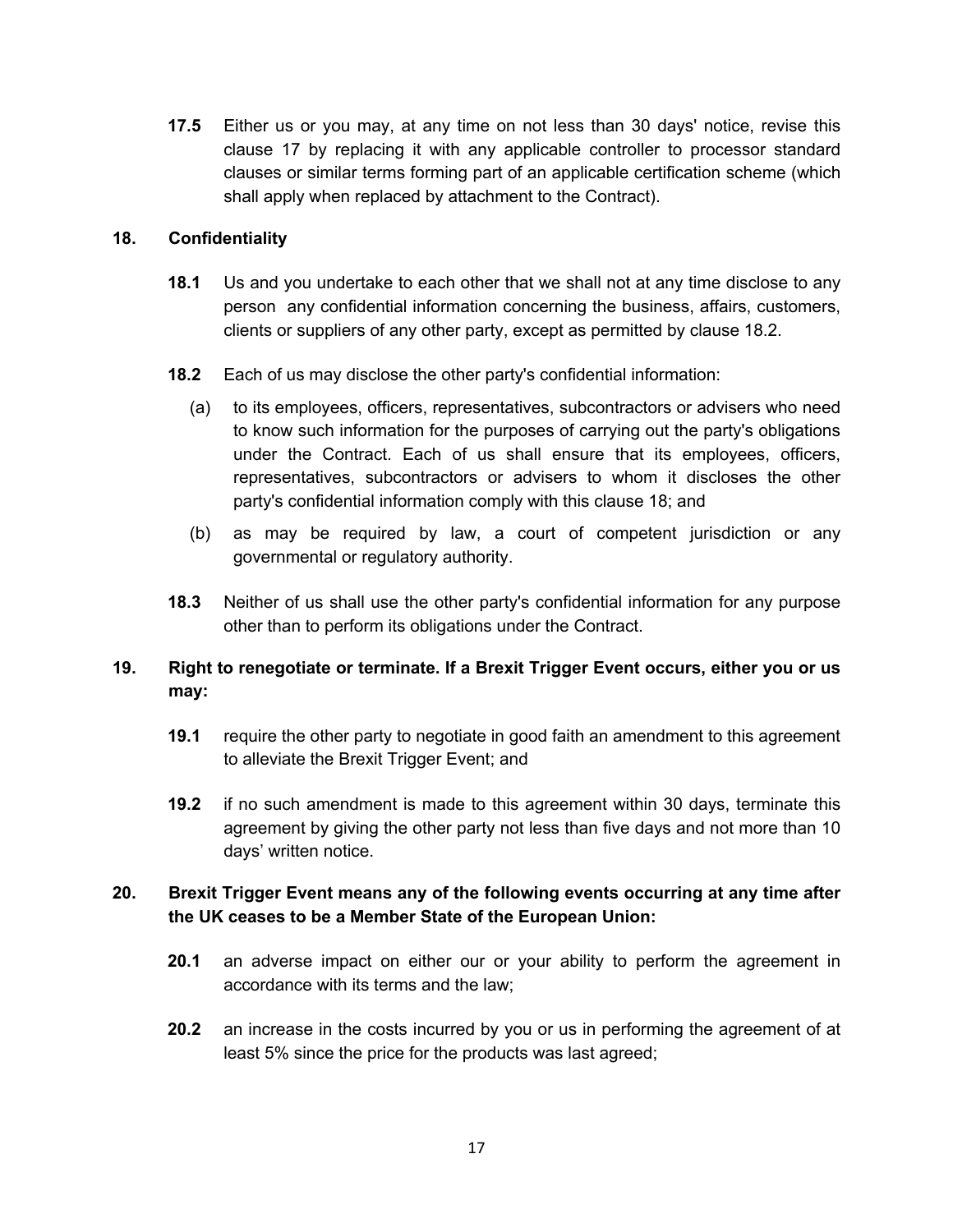**17.5** Either us or you may, at any time on not less than 30 days' notice, revise this clause 17 by replacing it with any applicable controller to processor standard clauses or similar terms forming part of an applicable certification scheme (which shall apply when replaced by attachment to the Contract).

## 18. Confidentiality

**18.1** Us and you undertake to each other that we shall not at any time disclose to any person any confidential information concerning the business, affairs, customers, clients or suppliers of any other party, except as permitted by clause 18.2.

**18.2** Each of us may disclose the other party's confidential information:

(a) to its employees, officers, representatives, subcontractors or advisers who need to know such information for the purposes of carrying out the party's obligations under the Contract. Each of us shall ensure that its employees, officers, representatives, subcontractors or advisers to whom it discloses the other party's confidential information comply with this clause 18; and

(b) as may be required by law, a court of competent jurisdiction or any governmental or regulatory authority.

**18.3** Neither of us shall use the other party's confidential information for any purpose other than to perform its obligations under the Contract.

## 19. Right to renegotiate or terminate. If a Brexit Trigger Event occurs, either you or us may:

**19.1** require the other party to negotiate in good faith an amendment to this agreement to alleviate the Brexit Trigger Event; and

**19.2** if no such amendment is made to this agreement within 30 days, terminate this agreement by giving the other party not less than five days and not more than 10 days' written notice.

## 20. Brexit Trigger Event means any of the following events occurring at any time after the UK ceases to be a Member State of the European Union:

**20.1** an adverse impact on either our or your ability to perform the agreement in accordance with its terms and the law;

**20.2** an increase in the costs incurred by you or us in performing the agreement of at least 5% since the price for the products was last agreed;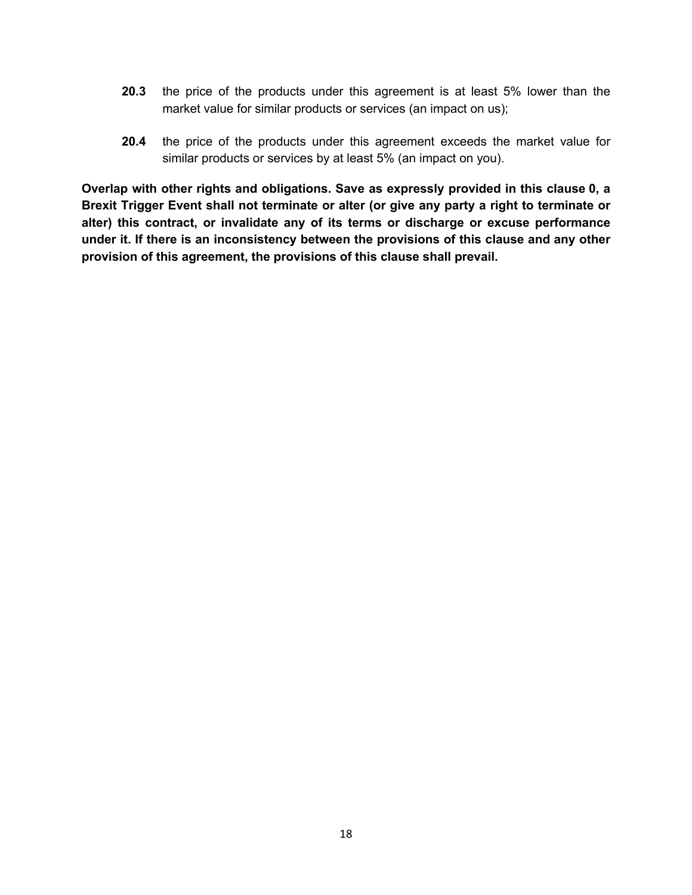**20.3** the price of the products under this agreement is at least 5% lower than the market value for similar products or services (an impact on us);

**20.4** the price of the products under this agreement exceeds the market value for similar products or services by at least 5% (an impact on you).

**Overlap with other rights and obligations. Save as expressly provided in this clause 0, a Brexit Trigger Event shall not terminate or alter (or give any party a right to terminate or alter) this contract, or invalidate any of its terms or discharge or excuse performance under it. If there is an inconsistency between the provisions of this clause and any other provision of this agreement, the provisions of this clause shall prevail.**